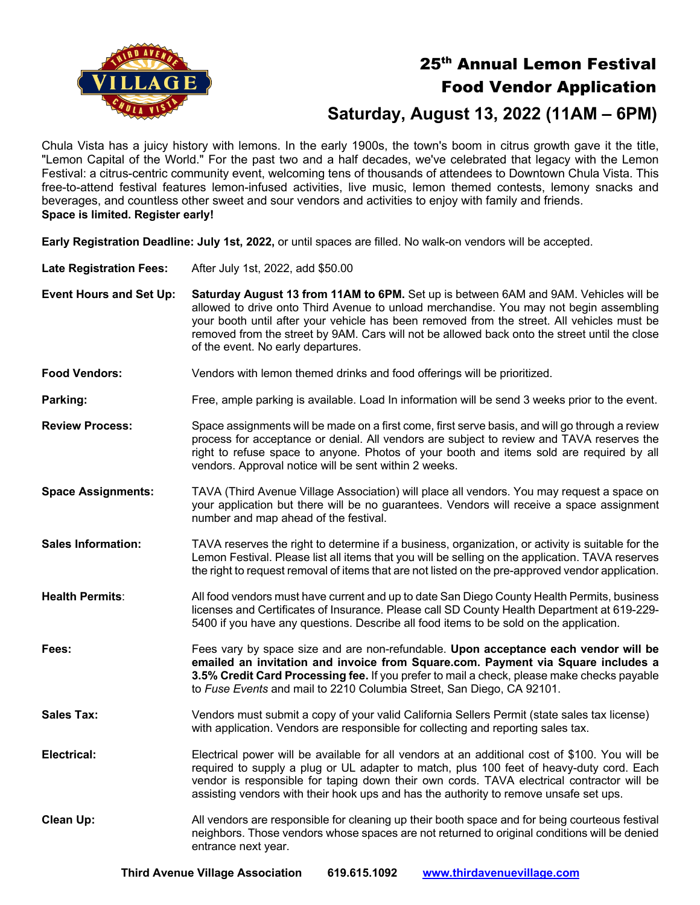# 25th Annual Lemon Festival Food Vendor Application

## Saturday, August 13, 2022 (11AM – 6PM)

Chula Vista has a juicy history with lemons. In the early 1900s, the town's boom in citrus growth gave it the title, "Lemon Capital of the World." For the past two and a half decades, we've celebrated that legacy with the Lemon Festival: a citrus-centric community event, welcoming tens of thousands of attendees to Downtown Chula Vista. This free-to-attend festival features lemon-infused activities, live music, lemon themed contests, lemony snacks and beverages, and countless other sweet and sour vendors and activities to enjoy with family and friends.
**Space is limited. Register early!**

**Early Registration Deadline: July 1st, 2022,** or until spaces are filled. No walk-on vendors will be accepted.

**Late Registration Fees:** After July 1st, 2022, add $50.00

**Event Hours and Set Up:** **Saturday August 13 from 11AM to 6PM.** Set up is between 6AM and 9AM. Vehicles will be allowed to drive onto Third Avenue to unload merchandise. You may not begin assembling your booth until after your vehicle has been removed from the street. All vehicles must be removed from the street by 9AM. Cars will not be allowed back onto the street until the close of the event. No early departures.

**Food Vendors:** Vendors with lemon themed drinks and food offerings will be prioritized.

**Parking:** Free, ample parking is available. Load In information will be send 3 weeks prior to the event.

**Review Process:** Space assignments will be made on a first come, first serve basis, and will go through a review process for acceptance or denial. All vendors are subject to review and TAVA reserves the right to refuse space to anyone. Photos of your booth and items sold are required by all vendors. Approval notice will be sent within 2 weeks.

**Space Assignments:** TAVA (Third Avenue Village Association) will place all vendors. You may request a space on your application but there will be no guarantees. Vendors will receive a space assignment number and map ahead of the festival.

**Sales Information:** TAVA reserves the right to determine if a business, organization, or activity is suitable for the Lemon Festival. Please list all items that you will be selling on the application. TAVA reserves the right to request removal of items that are not listed on the pre-approved vendor application.

**Health Permits:** All food vendors must have current and up to date San Diego County Health Permits, business licenses and Certificates of Insurance. Please call SD County Health Department at 619-229-5400 if you have any questions. Describe all food items to be sold on the application.

**Fees:** Fees vary by space size and are non-refundable. **Upon acceptance each vendor will be emailed an invitation and invoice from Square.com. Payment via Square includes a 3.5% Credit Card Processing fee.** If you prefer to mail a check, please make checks payable to *Fuse Events* and mail to 2210 Columbia Street, San Diego, CA 92101.

**Sales Tax:** Vendors must submit a copy of your valid California Sellers Permit (state sales tax license) with application. Vendors are responsible for collecting and reporting sales tax.

**Electrical:** Electrical power will be available for all vendors at an additional cost of $100. You will be required to supply a plug or UL adapter to match, plus 100 feet of heavy-duty cord. Each vendor is responsible for taping down their own cords. TAVA electrical contractor will be assisting vendors with their hook ups and has the authority to remove unsafe set ups.

**Clean Up:** All vendors are responsible for cleaning up their booth space and for being courteous festival neighbors. Those vendors whose spaces are not returned to original conditions will be denied entrance next year.

**Third Avenue Village Association** **619.615.1092** **www.thirdavenuevillage.com**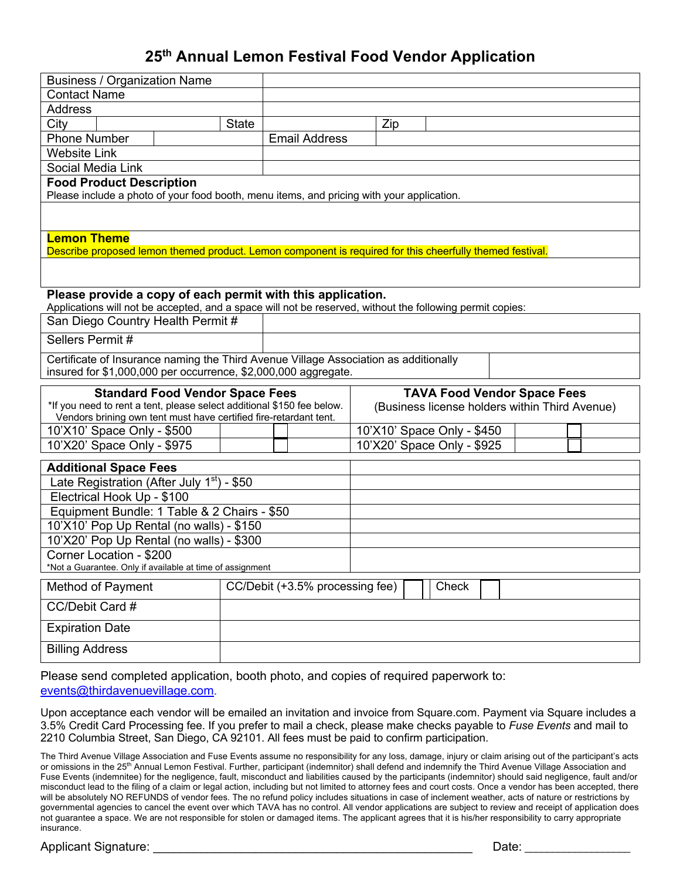# 25th Annual Lemon Festival Food Vendor Application

| | | | | |
|---|---|---|---|---|
| Business / Organization Name | | | | |
| Contact Name | | | | |
| Address | | | | |
| City | | State | | Zip |
| Phone Number | | Email Address | | |
| Website Link | | | | |
| Social Media Link | | | | |

**Food Product Description**
Please include a photo of your food booth, menu items, and pricing with your application.

**Lemon Theme**
Describe proposed lemon themed product. Lemon component is required for this cheerfully themed festival.

**Please provide a copy of each permit with this application.**
Applications will not be accepted, and a space will not be reserved, without the following permit copies:

| | |
|---|---|
| San Diego Country Health Permit # | |
| Sellers Permit # | |
| Certificate of Insurance naming the Third Avenue Village Association as additionally insured for $1,000,000 per occurrence, $2,000,000 aggregate. | |

| **Standard Food Vendor Space Fees** *If you need to rent a tent, please select additional $150 fee below. Vendors brining own tent must have certified fire-retardant tent. | | **TAVA Food Vendor Space Fees** (Business license holders within Third Avenue) | |
|---|---|---|---|
| 10'X10' Space Only - $500 | ☐ | 10'X10' Space Only - $450 | ☐ |
| 10'X20' Space Only - $975 | ☐ | 10'X20' Space Only - $925 | ☐ |

| **Additional Space Fees** | |
|---|---|
| Late Registration (After July 1st) - $50 | |
| Electrical Hook Up - $100 | |
| Equipment Bundle: 1 Table & 2 Chairs - $50 | |
| 10'X10' Pop Up Rental (no walls) - $150 | |
| 10'X20' Pop Up Rental (no walls) - $300 | |
| Corner Location - $200 *Not a Guarantee. Only if available at time of assignment | |

| | |
|---|---|
| Method of Payment | CC/Debit (+3.5% processing fee) ☐ Check ☐ |
| CC/Debit Card # | |
| Expiration Date | |
| Billing Address | |

Please send completed application, booth photo, and copies of required paperwork to: events@thirdavenuevillage.com.

Upon acceptance each vendor will be emailed an invitation and invoice from Square.com. Payment via Square includes a 3.5% Credit Card Processing fee. If you prefer to mail a check, please make checks payable to *Fuse Events* and mail to 2210 Columbia Street, San Diego, CA 92101. All fees must be paid to confirm participation.

The Third Avenue Village Association and Fuse Events assume no responsibility for any loss, damage, injury or claim arising out of the participant's acts or omissions in the 25th Annual Lemon Festival. Further, participant (indemnitor) shall defend and indemnify the Third Avenue Village Association and Fuse Events (indemnitee) for the negligence, fault, misconduct and liabilities caused by the participants (indemnitor) should said negligence, fault and/or misconduct lead to the filing of a claim or legal action, including but not limited to attorney fees and court costs. Once a vendor has been accepted, there will be absolutely NO REFUNDS of vendor fees. The no refund policy includes situations in case of inclement weather, acts of nature or restrictions by governmental agencies to cancel the event over which TAVA has no control. All vendor applications are subject to review and receipt of application does not guarantee a space. We are not responsible for stolen or damaged items. The applicant agrees that it is his/her responsibility to carry appropriate insurance.

Applicant Signature: ______________________________ Date: ______________